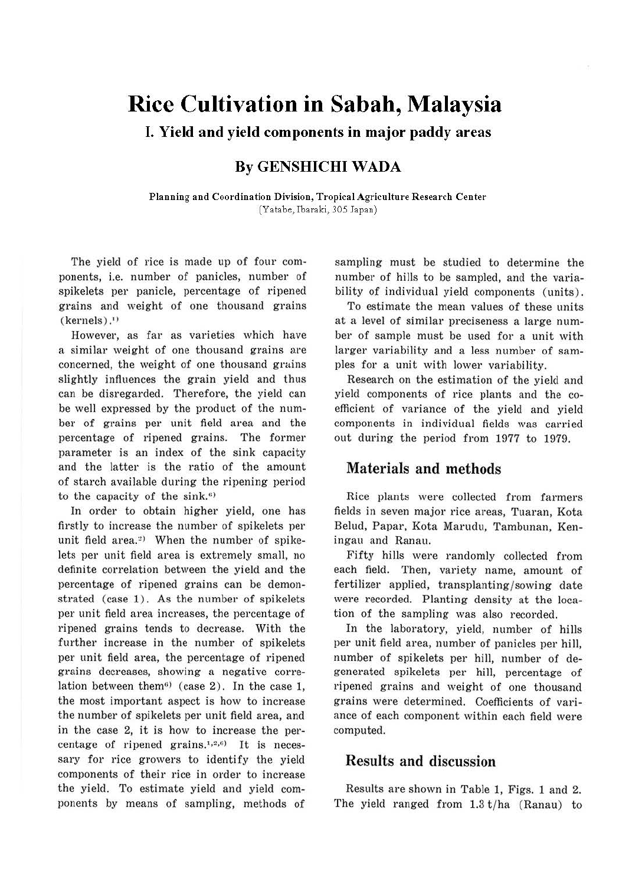# Rice Cultivation in Sabah, Malaysia

## I. Yield and yield components in major paddy areas

### By GENSHICHI WADA

**Planning and Coordination Division, Tropical Agriculture Research Center**
(Yatabe, Ibaraki, 305 Japan)

The yield of rice is made up of four components, i.e. number of panicles, number of spikelets per panicle, percentage of ripened grains and weight of one thousand grains (kernels).[1]

However, as far as varieties which have a similar weight of one thousand grains are concerned, the weight of one thousand grains slightly influences the grain yield and thus can be disregarded. Therefore, the yield can be well expressed by the product of the number of grains per unit field area and the percentage of ripened grains. The former parameter is an index of the sink capacity and the latter is the ratio of the amount of starch available during the ripening period to the capacity of the sink.[6]

In order to obtain higher yield, one has firstly to increase the number of spikelets per unit field area.[2] When the number of spikelets per unit field area is extremely small, no definite correlation between the yield and the percentage of ripened grains can be demonstrated (case 1). As the number of spikelets per unit field area increases, the percentage of ripened grains tends to decrease. With the further increase in the number of spikelets per unit field area, the percentage of ripened grains decreases, showing a negative correlation between them[6] (case 2). In the case 1, the most important aspect is how to increase the number of spikelets per unit field area, and in the case 2, it is how to increase the percentage of ripened grains.[1,2,6] It is necessary for rice growers to identify the yield components of their rice in order to increase the yield. To estimate yield and yield components by means of sampling, methods of sampling must be studied to determine the number of hills to be sampled, and the variability of individual yield components (units).

To estimate the mean values of these units at a level of similar preciseness a large number of sample must be used for a unit with larger variability and a less number of samples for a unit with lower variability.

Research on the estimation of the yield and yield components of rice plants and the coefficient of variance of the yield and yield components in individual fields was carried out during the period from 1977 to 1979.

## Materials and methods

Rice plants were collected from farmers fields in seven major rice areas, Tuaran, Kota Belud, Papar, Kota Marudu, Tambunan, Keningau and Ranau.

Fifty hills were randomly collected from each field. Then, variety name, amount of fertilizer applied, transplanting/sowing date were recorded. Planting density at the location of the sampling was also recorded.

In the laboratory, yield, number of hills per unit field area, number of panicles per hill, number of spikelets per hill, number of degenerated spikelets per hill, percentage of ripened grains and weight of one thousand grains were determined. Coefficients of variance of each component within each field were computed.

## Results and discussion

Results are shown in Table 1, Figs. 1 and 2. The yield ranged from 1.3 t/ha (Ranau) to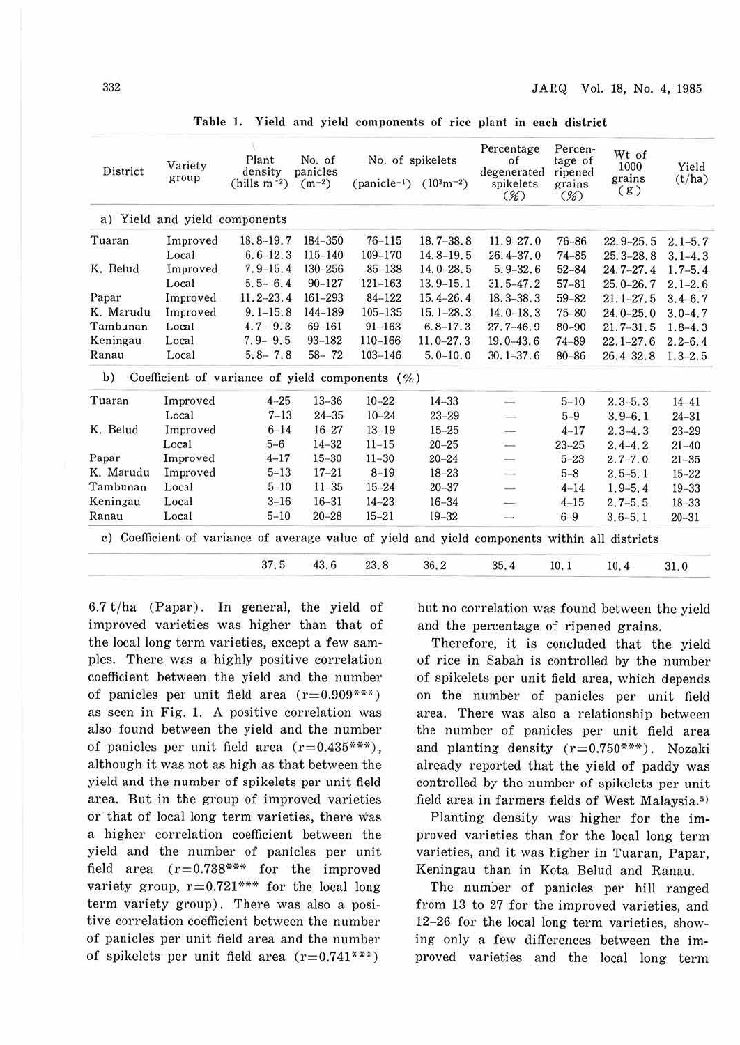**Table 1. Yield and yield components of rice plant in each district**

| District | Variety group | Plant density (hills $m^{-2}$) | No. of panicles ($m^{-2}$) | No. of spikelets (panicle$^{-1}$) | No. of spikelets ($10^3 m^{-2}$) | Percentage of degenerated spikelets (%) | Percentage of ripened grains (%) | Wt of 1000 grains (g) | Yield (t/ha) |
|---|---|---|---|---|---|---|---|---|---|
| a) Yield and yield components | | | | | | | | | |
| Tuaran | Improved | 18.8–19.7 | 184–350 | 76–115 | 18.7–38.8 | 11.9–27.0 | 76–86 | 22.9–25.5 | 2.1–5.7 |
| | Local | 6.6–12.3 | 115–140 | 109–170 | 14.8–19.5 | 26.4–37.0 | 74–85 | 25.3–28.8 | 3.1–4.3 |
| K. Belud | Improved | 7.9–15.4 | 130–256 | 85–138 | 14.0–28.5 | 5.9–32.6 | 52–84 | 24.7–27.4 | 1.7–5.4 |
| | Local | 5.5–6.4 | 90–127 | 121–163 | 13.9–15.1 | 31.5–47.2 | 57–81 | 25.0–26.7 | 2.1–2.6 |
| Papar | Improved | 11.2–23.4 | 161–293 | 84–122 | 15.4–26.4 | 18.3–38.3 | 59–82 | 21.1–27.5 | 3.4–6.7 |
| K. Marudu | Improved | 9.1–15.8 | 144–189 | 105–135 | 15.1–28.3 | 14.0–18.3 | 75–80 | 24.0–25.0 | 3.0–4.7 |
| Tambunan | Local | 4.7–9.3 | 69–161 | 91–163 | 6.8–17.3 | 27.7–46.9 | 80–90 | 21.7–31.5 | 1.8–4.3 |
| Keningau | Local | 7.9–9.5 | 93–182 | 110–166 | 11.0–27.3 | 19.0–43.6 | 74–89 | 22.1–27.6 | 2.2–6.4 |
| Ranau | Local | 5.8–7.8 | 58–72 | 103–146 | 5.0–10.0 | 30.1–37.6 | 80–86 | 26.4–32.8 | 1.3–2.5 |
| b) Coefficient of variance of yield components (%) | | | | | | | | | |
| Tuaran | Improved | 4–25 | 13–36 | 10–22 | 14–33 | — | 5–10 | 2.3–5.3 | 14–41 |
| | Local | 7–13 | 24–35 | 10–24 | 23–29 | — | 5–9 | 3.9–6.1 | 24–31 |
| K. Belud | Improved | 6–14 | 16–27 | 13–19 | 15–25 | — | 4–17 | 2.3–4.3 | 23–29 |
| | Local | 5–6 | 14–32 | 11–15 | 20–25 | — | 23–25 | 2.4–4.2 | 21–40 |
| Papar | Improved | 4–17 | 15–30 | 11–30 | 20–24 | — | 5–23 | 2.7–7.0 | 21–35 |
| K. Marudu | Improved | 5–13 | 17–21 | 8–19 | 18–23 | — | 5–8 | 2.5–5.1 | 15–22 |
| Tambunan | Local | 5–10 | 11–35 | 15–24 | 20–37 | — | 4–14 | 1.9–5.4 | 19–33 |
| Keningau | Local | 3–16 | 16–31 | 14–23 | 16–34 | — | 4–15 | 2.7–5.5 | 18–33 |
| Ranau | Local | 5–10 | 20–28 | 15–21 | 19–32 | — | 6–9 | 3.6–5.1 | 20–31 |
| c) Coefficient of variance of average value of yield and yield components within all districts | | | | | | | | | |
| | | 37.5 | 43.6 | 23.8 | 36.2 | 35.4 | 10.1 | 10.4 | 31.0 |

6.7 t/ha (Papar). In general, the yield of improved varieties was higher than that of the local long term varieties, except a few samples. There was a highly positive correlation coefficient between the yield and the number of panicles per unit field area ($r=0.909^{***}$) as seen in Fig. 1. A positive correlation was also found between the yield and the number of panicles per unit field area ($r=0.435^{***}$), although it was not as high as that between the yield and the number of spikelets per unit field area. But in the group of improved varieties or that of local long term varieties, there was a higher correlation coefficient between the yield and the number of panicles per unit field area ($r=0.738^{***}$ for the improved variety group, $r=0.721^{***}$ for the local long term variety group). There was also a positive correlation coefficient between the number of panicles per unit field area and the number of spikelets per unit field area ($r=0.741^{***}$) but no correlation was found between the yield and the percentage of ripened grains.

Therefore, it is concluded that the yield of rice in Sabah is controlled by the number of spikelets per unit field area, which depends on the number of panicles per unit field area. There was also a relationship between the number of panicles per unit field area and planting density ($r=0.750^{***}$). Nozaki already reported that the yield of paddy was controlled by the number of spikelets per unit field area in farmers fields of West Malaysia.[5]

Planting density was higher for the improved varieties than for the local long term varieties, and it was higher in Tuaran, Papar, Keningau than in Kota Belud and Ranau.

The number of panicles per hill ranged from 13 to 27 for the improved varieties, and 12–26 for the local long term varieties, showing only a few differences between the improved varieties and the local long term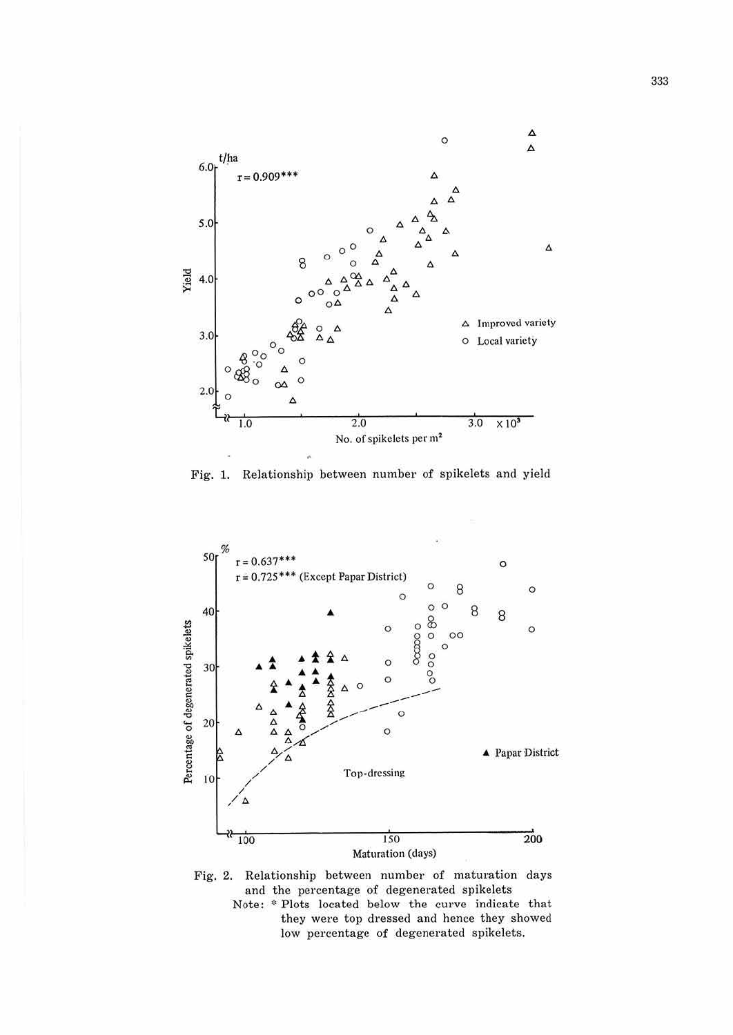Fig. 1. Relationship between number of spikelets and yield

Fig. 2. Relationship between number of maturation days and the percentage of degenerated spikelets

Note: * Plots located below the curve indicate that they were top dressed and hence they showed low percentage of degenerated spikelets.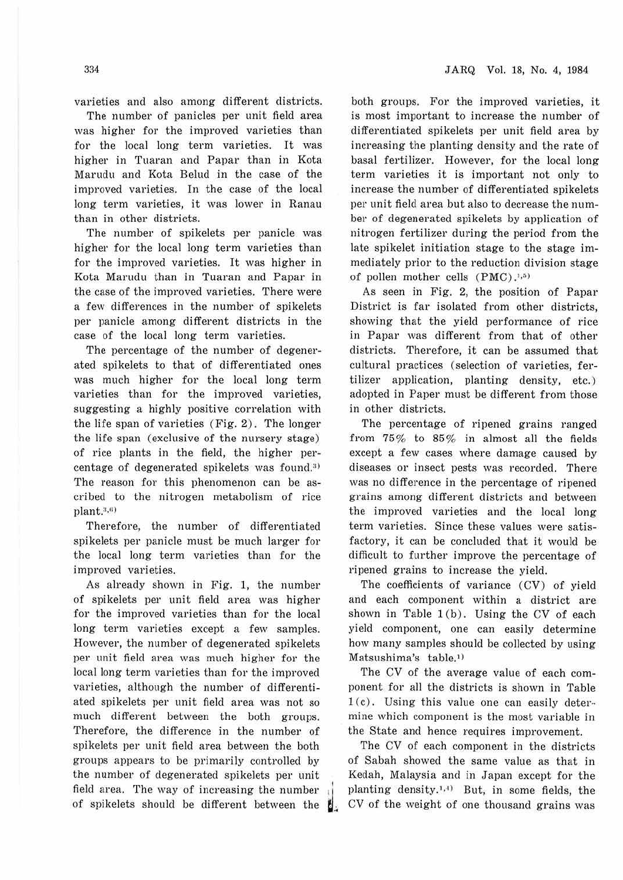varieties and also among different districts.

The number of panicles per unit field area was higher for the improved varieties than for the local long term varieties. It was higher in Tuaran and Papar than in Kota Marudu and Kota Belud in the case of the improved varieties. In the case of the local long term varieties, it was lower in Ranau than in other districts.

The number of spikelets per panicle was higher for the local long term varieties than for the improved varieties. It was higher in Kota Marudu than in Tuaran and Papar in the case of the improved varieties. There were a few differences in the number of spikelets per panicle among different districts in the case of the local long term varieties.

The percentage of the number of degenerated spikelets to that of differentiated ones was much higher for the local long term varieties than for the improved varieties, suggesting a highly positive correlation with the life span of varieties (Fig. 2). The longer the life span (exclusive of the nursery stage) of rice plants in the field, the higher percentage of degenerated spikelets was found.[3] The reason for this phenomenon can be ascribed to the nitrogen metabolism of rice plant.[3,6]

Therefore, the number of differentiated spikelets per panicle must be much larger for the local long term varieties than for the improved varieties.

As already shown in Fig. 1, the number of spikelets per unit field area was higher for the improved varieties than for the local long term varieties except a few samples. However, the number of degenerated spikelets per unit field area was much higher for the local long term varieties than for the improved varieties, although the number of differentiated spikelets per unit field area was not so much different between the both groups. Therefore, the difference in the number of spikelets per unit field area between the both groups appears to be primarily controlled by the number of degenerated spikelets per unit field area. The way of increasing the number of spikelets should be different between the both groups. For the improved varieties, it is most important to increase the number of differentiated spikelets per unit field area by increasing the planting density and the rate of basal fertilizer. However, for the local long term varieties it is important not only to increase the number of differentiated spikelets per unit field area but also to decrease the number of degenerated spikelets by application of nitrogen fertilizer during the period from the late spikelet initiation stage to the stage immediately prior to the reduction division stage of pollen mother cells (PMC).[1,5]

As seen in Fig. 2, the position of Papar District is far isolated from other districts, showing that the yield performance of rice in Papar was different from that of other districts. Therefore, it can be assumed that cultural practices (selection of varieties, fertilizer application, planting density, etc.) adopted in Paper must be different from those in other districts.

The percentage of ripened grains ranged from 75% to 85% in almost all the fields except a few cases where damage caused by diseases or insect pests was recorded. There was no difference in the percentage of ripened grains among different districts and between the improved varieties and the local long term varieties. Since these values were satisfactory, it can be concluded that it would be difficult to further improve the percentage of ripened grains to increase the yield.

The coefficients of variance (CV) of yield and each component within a district are shown in Table 1(b). Using the CV of each yield component, one can easily determine how many samples should be collected by using Matsushima's table.[1]

The CV of the average value of each component for all the districts is shown in Table 1(c). Using this value one can easily determine which component is the most variable in the State and hence requires improvement.

The CV of each component in the districts of Sabah showed the same value as that in Kedah, Malaysia and in Japan except for the planting density.[1,4] But, in some fields, the CV of the weight of one thousand grains was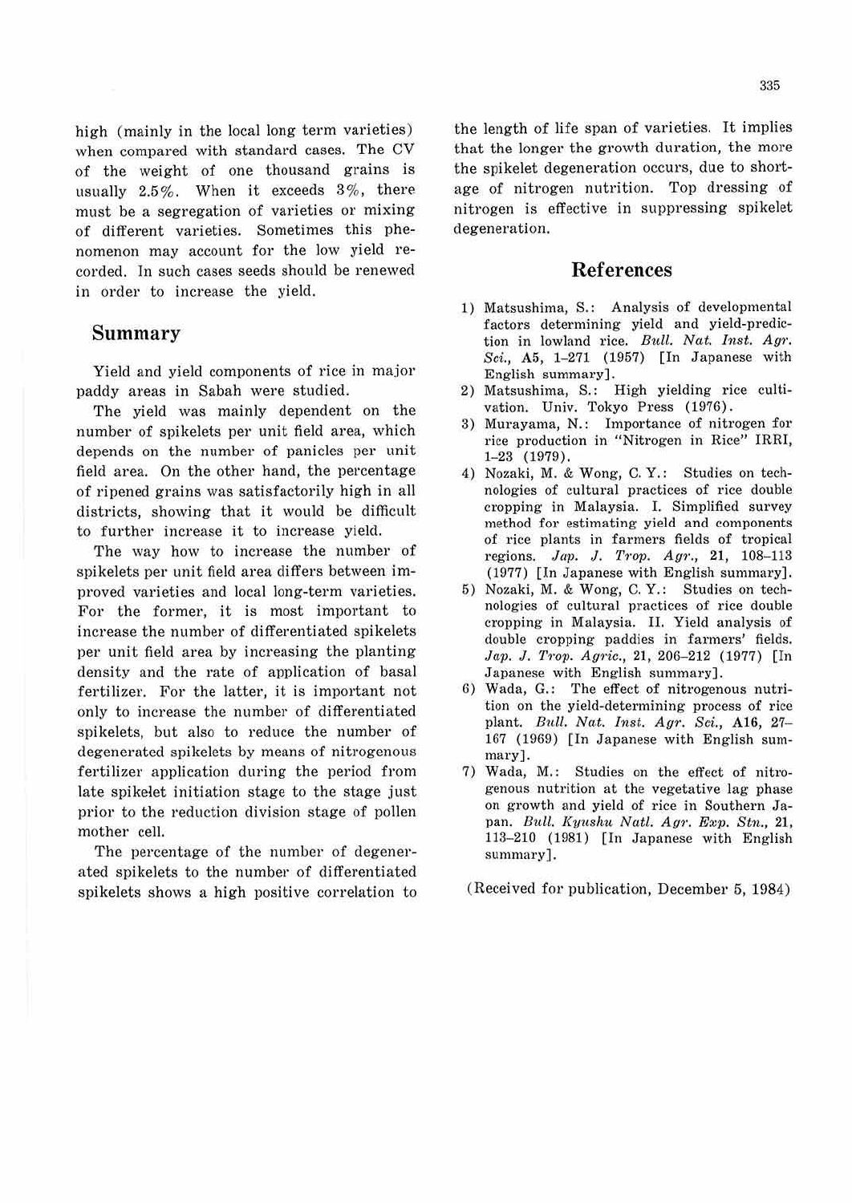high (mainly in the local long term varieties) when compared with standard cases. The CV of the weight of one thousand grains is usually 2.5%. When it exceeds 3%, there must be a segregation of varieties or mixing of different varieties. Sometimes this phenomenon may account for the low yield recorded. In such cases seeds should be renewed in order to increase the yield.

## Summary

Yield and yield components of rice in major paddy areas in Sabah were studied.

The yield was mainly dependent on the number of spikelets per unit field area, which depends on the number of panicles per unit field area. On the other hand, the percentage of ripened grains was satisfactorily high in all districts, showing that it would be difficult to further increase it to increase yield.

The way how to increase the number of spikelets per unit field area differs between improved varieties and local long-term varieties. For the former, it is most important to increase the number of differentiated spikelets per unit field area by increasing the planting density and the rate of application of basal fertilizer. For the latter, it is important not only to increase the number of differentiated spikelets, but also to reduce the number of degenerated spikelets by means of nitrogenous fertilizer application during the period from late spikelet initiation stage to the stage just prior to the reduction division stage of pollen mother cell.

The percentage of the number of degenerated spikelets to the number of differentiated spikelets shows a high positive correlation to the length of life span of varieties. It implies that the longer the growth duration, the more the spikelet degeneration occurs, due to shortage of nitrogen nutrition. Top dressing of nitrogen is effective in suppressing spikelet degeneration.

## References

1) Matsushima, S.: Analysis of developmental factors determining yield and yield-prediction in lowland rice. *Bull. Nat. Inst. Agr. Sci.*, A5, 1–271 (1957) [In Japanese with English summary].
2) Matsushima, S.: High yielding rice cultivation. Univ. Tokyo Press (1976).
3) Murayama, N.: Importance of nitrogen for rice production in "Nitrogen in Rice" IRRI, 1–23 (1979).
4) Nozaki, M. & Wong, C. Y.: Studies on technologies of cultural practices of rice double cropping in Malaysia. I. Simplified survey method for estimating yield and components of rice plants in farmers fields of tropical regions. *Jap. J. Trop. Agr.*, 21, 108–113 (1977) [In Japanese with English summary].
5) Nozaki, M. & Wong, C. Y.: Studies on technologies of cultural practices of rice double cropping in Malaysia. II. Yield analysis of double cropping paddies in farmers' fields. *Jap. J. Trop. Agric.*, 21, 206–212 (1977) [In Japanese with English summary].
6) Wada, G.: The effect of nitrogenous nutrition on the yield-determining process of rice plant. *Bull. Nat. Inst. Agr. Sci.*, A16, 27–167 (1969) [In Japanese with English summary].
7) Wada, M.: Studies on the effect of nitrogenous nutrition at the vegetative lag phase on growth and yield of rice in Southern Japan. *Bull. Kyushu Natl. Agr. Exp. Stn.*, 21, 113–210 (1981) [In Japanese with English summary].

(Received for publication, December 5, 1984)